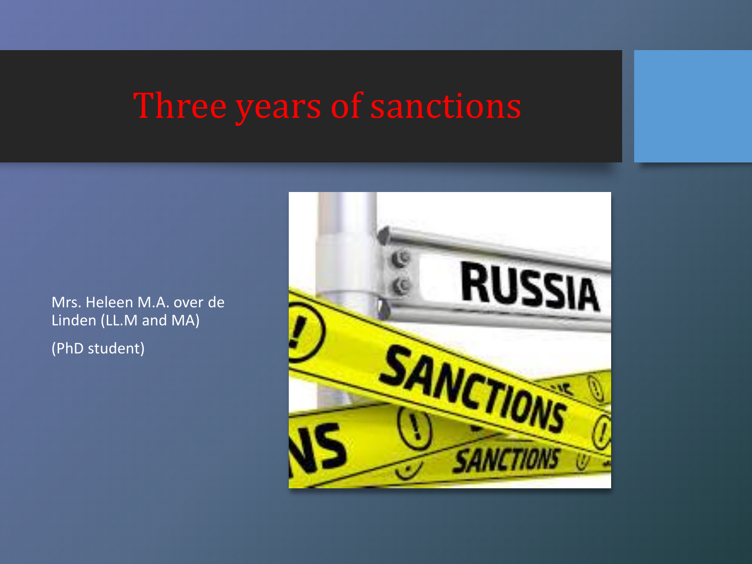# Three years of sanctions

Mrs. Heleen M.A. over de Linden (LL.M and MA)

(PhD student)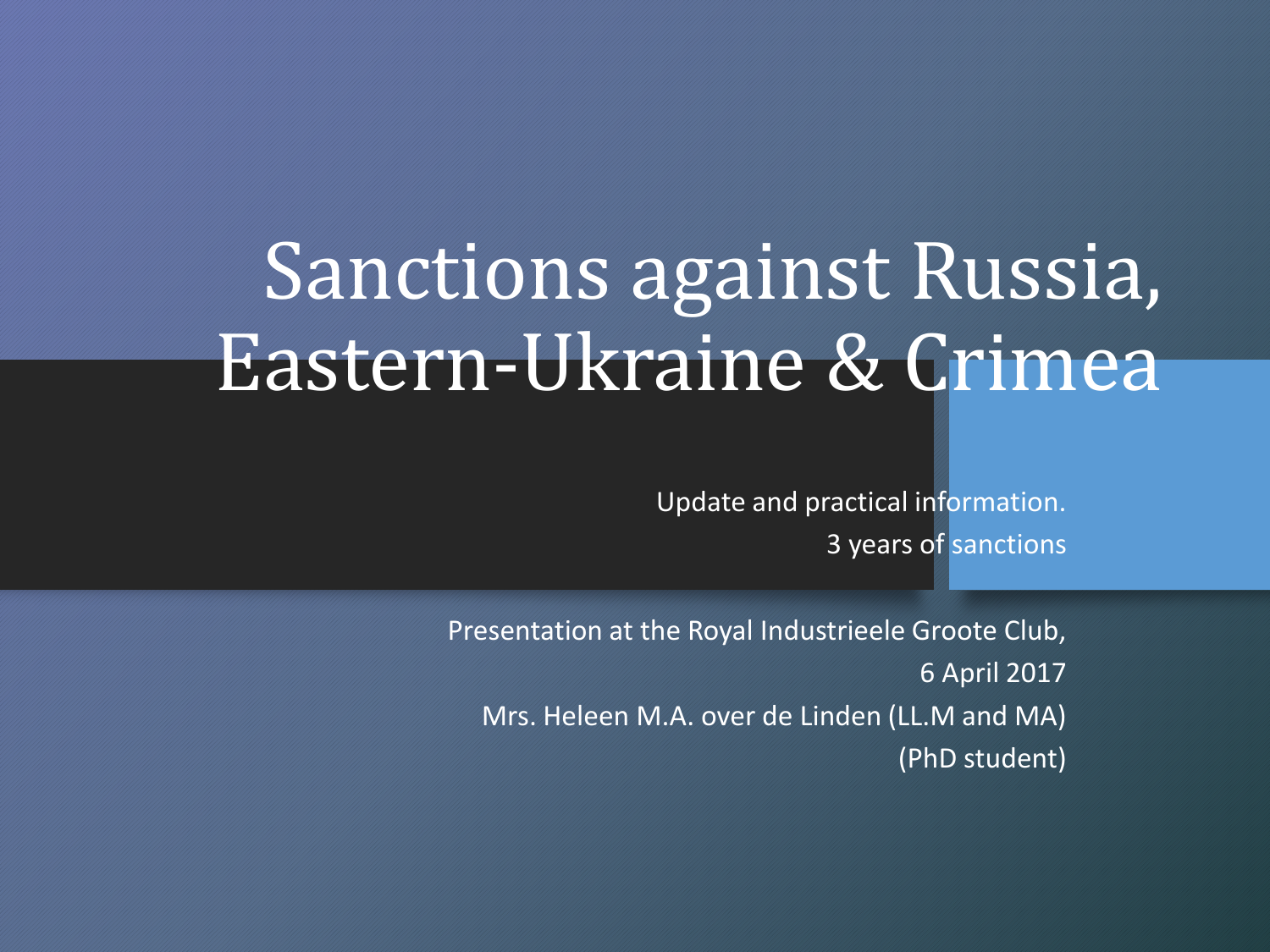# Sanctions against Russia, Eastern-Ukraine & Crimea

Update and practical information.
3 years of sanctions

Presentation at the Royal Industrieele Groote Club,
6 April 2017
Mrs. Heleen M.A. over de Linden (LL.M and MA)
(PhD student)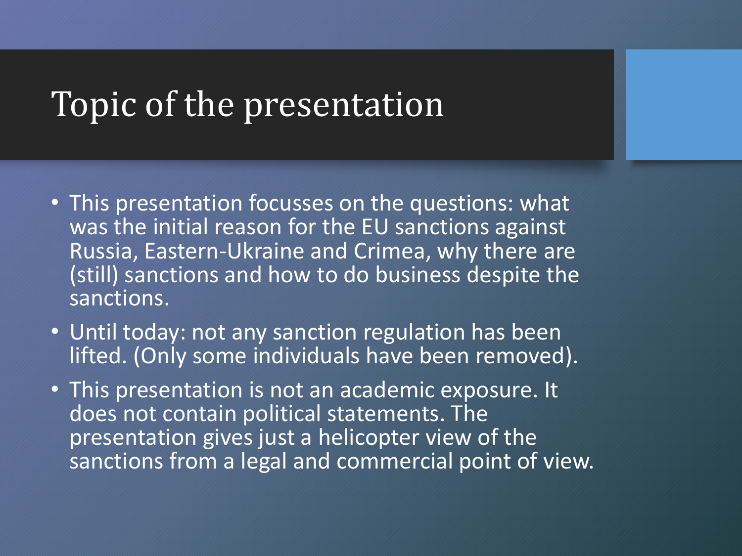# Topic of the presentation

- This presentation focusses on the questions: what was the initial reason for the EU sanctions against Russia, Eastern-Ukraine and Crimea, why there are (still) sanctions and how to do business despite the sanctions.
- Until today: not any sanction regulation has been lifted. (Only some individuals have been removed).
- This presentation is not an academic exposure. It does not contain political statements. The presentation gives just a helicopter view of the sanctions from a legal and commercial point of view.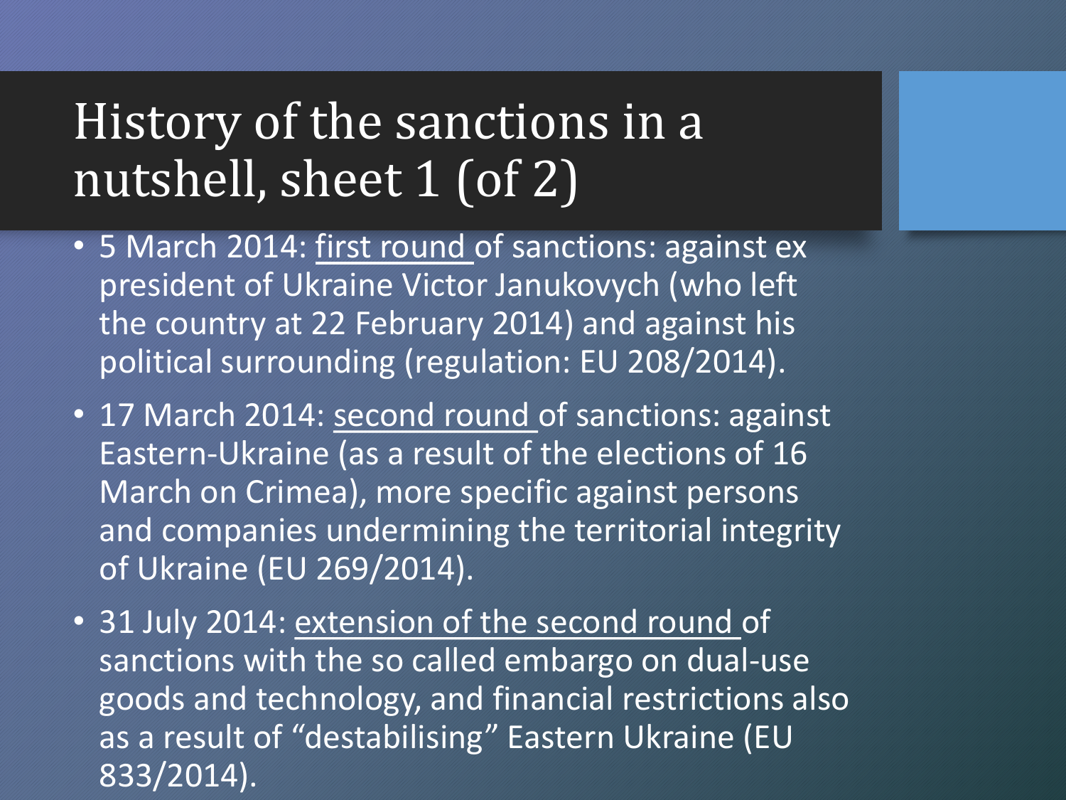# History of the sanctions in a nutshell, sheet 1 (of 2)

- 5 March 2014: <u>first round</u> of sanctions: against ex president of Ukraine Victor Janukovych (who left the country at 22 February 2014) and against his political surrounding (regulation: EU 208/2014).
- 17 March 2014: <u>second round</u> of sanctions: against Eastern-Ukraine (as a result of the elections of 16 March on Crimea), more specific against persons and companies undermining the territorial integrity of Ukraine (EU 269/2014).
- 31 July 2014: <u>extension of the second round</u> of sanctions with the so called embargo on dual-use goods and technology, and financial restrictions also as a result of "destabilising" Eastern Ukraine (EU 833/2014).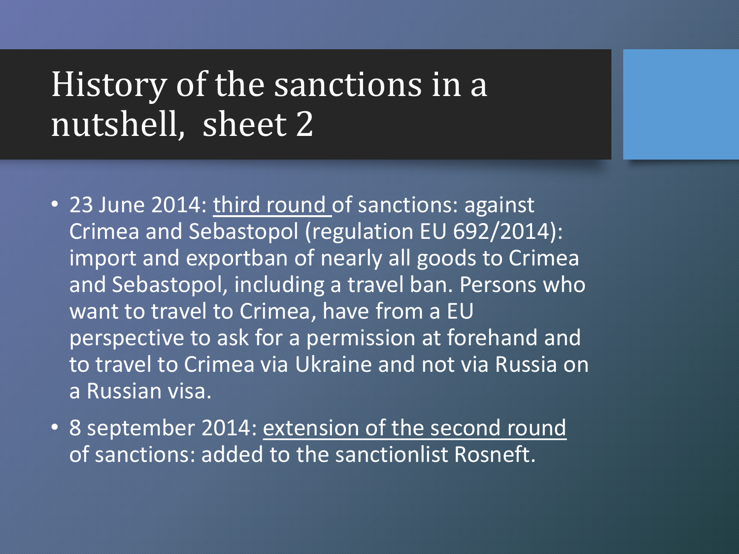# History of the sanctions in a nutshell, sheet 2

- 23 June 2014: <u>third round</u> of sanctions: against Crimea and Sebastopol (regulation EU 692/2014): import and exportban of nearly all goods to Crimea and Sebastopol, including a travel ban. Persons who want to travel to Crimea, have from a EU perspective to ask for a permission at forehand and to travel to Crimea via Ukraine and not via Russia on a Russian visa.
- 8 september 2014: <u>extension of the second round</u> of sanctions: added to the sanctionlist Rosneft.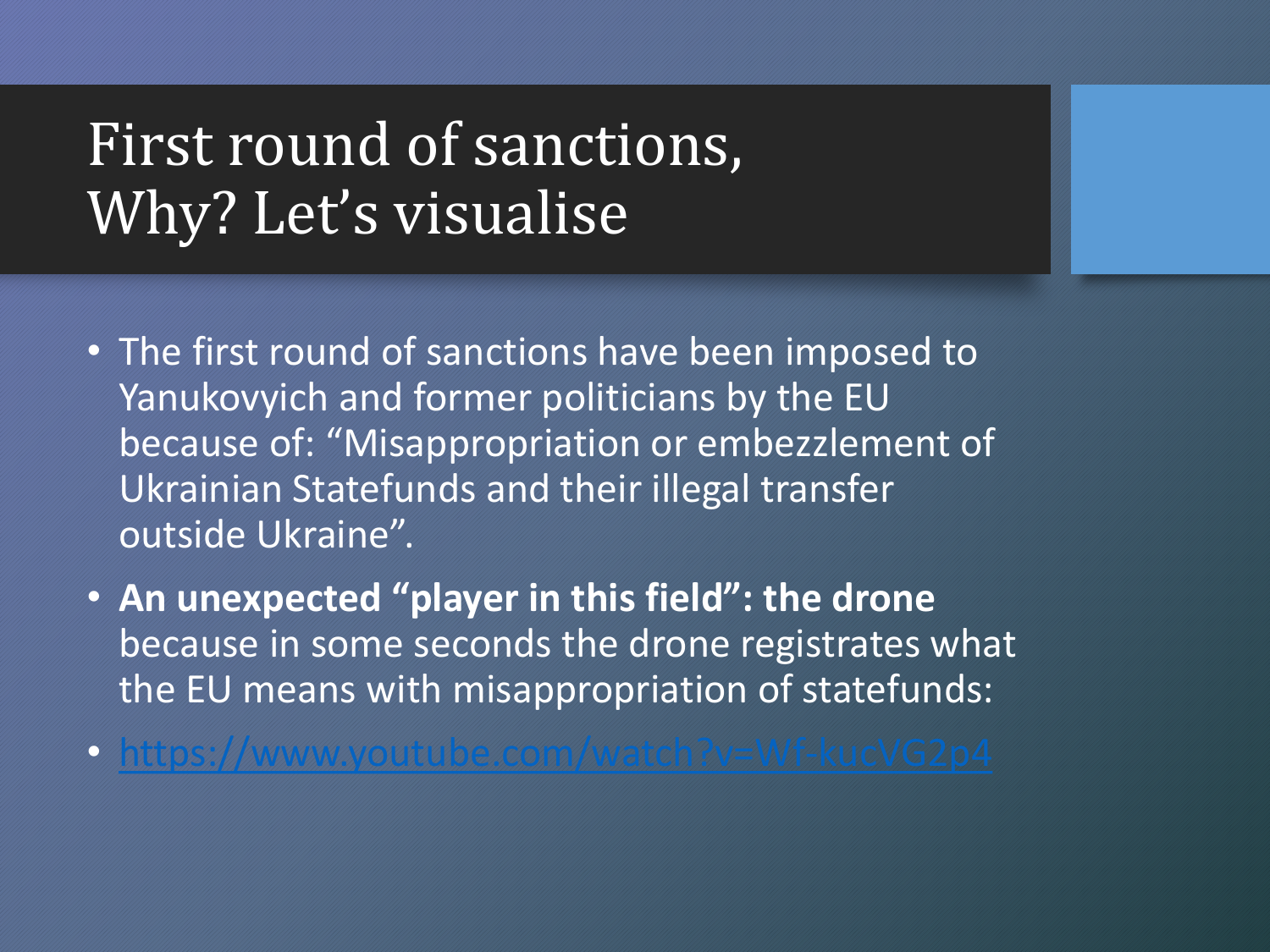# First round of sanctions, Why? Let's visualise

- The first round of sanctions have been imposed to Yanukovyich and former politicians by the EU because of: "Misappropriation or embezzlement of Ukrainian Statefunds and their illegal transfer outside Ukraine".
- **An unexpected "player in this field": the drone** because in some seconds the drone registrates what the EU means with misappropriation of statefunds:
- https://www.youtube.com/watch?v=Wf-kucVG2p4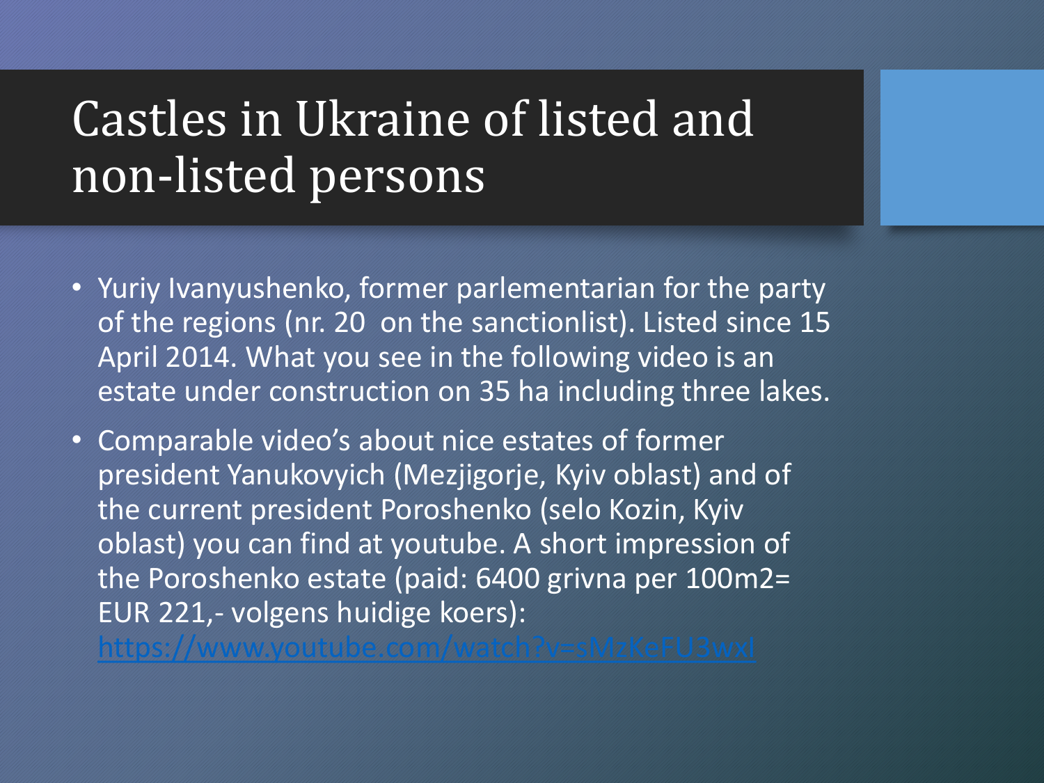# Castles in Ukraine of listed and non-listed persons

- Yuriy Ivanyushenko, former parlementarian for the party of the regions (nr. 20 on the sanctionlist). Listed since 15 April 2014. What you see in the following video is an estate under construction on 35 ha including three lakes.
- Comparable video's about nice estates of former president Yanukovyich (Mezjigorje, Kyiv oblast) and of the current president Poroshenko (selo Kozin, Kyiv oblast) you can find at youtube. A short impression of the Poroshenko estate (paid: 6400 grivna per 100m2= EUR 221,- volgens huidige koers): https://www.youtube.com/watch?v=sMzKeFU3wxI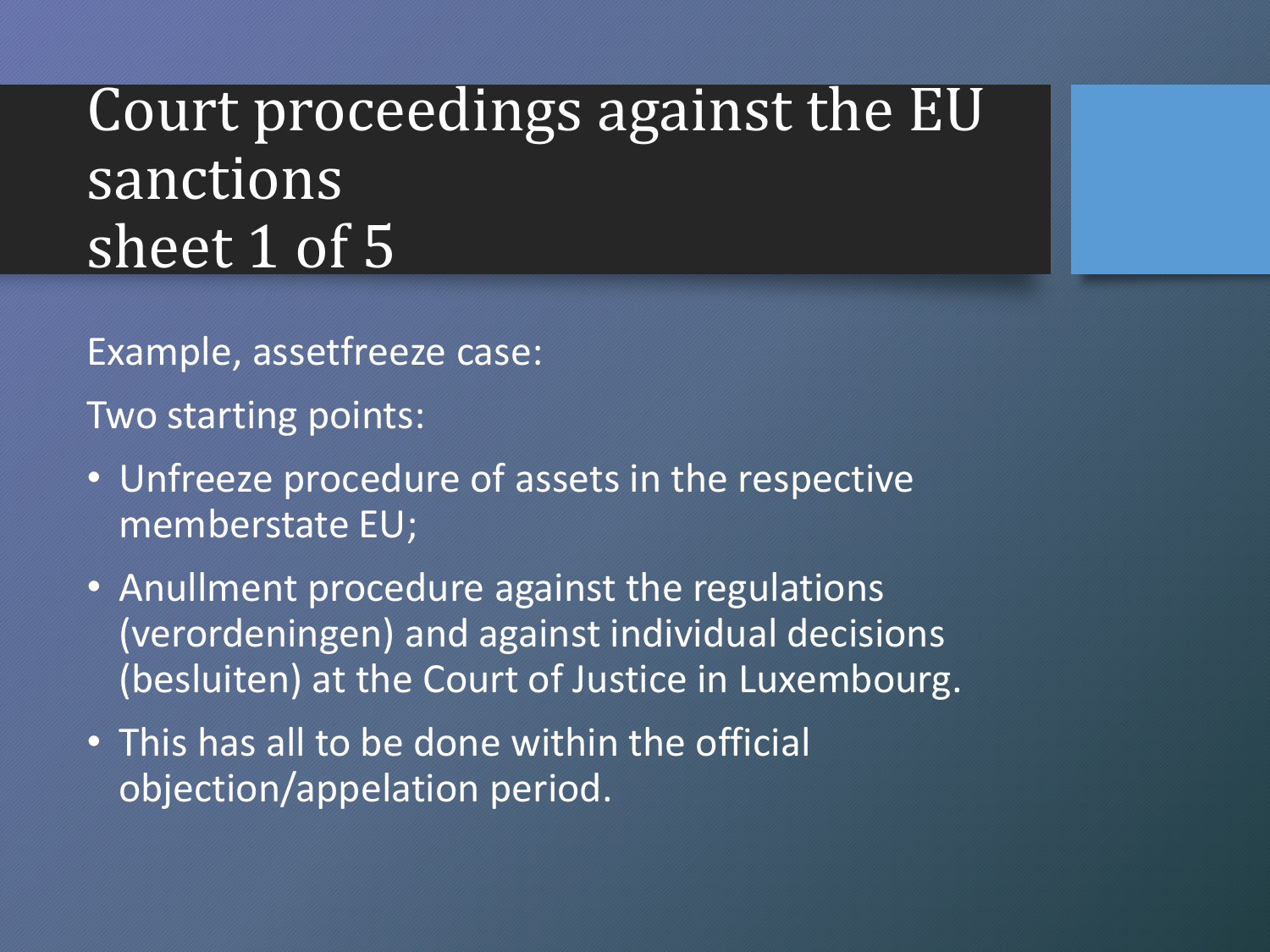# Court proceedings against the EU sanctions sheet 1 of 5

Example, assetfreeze case:

Two starting points:

- Unfreeze procedure of assets in the respective memberstate EU;
- Anullment procedure against the regulations (verordeningen) and against individual decisions (besluiten) at the Court of Justice in Luxembourg.
- This has all to be done within the official objection/appelation period.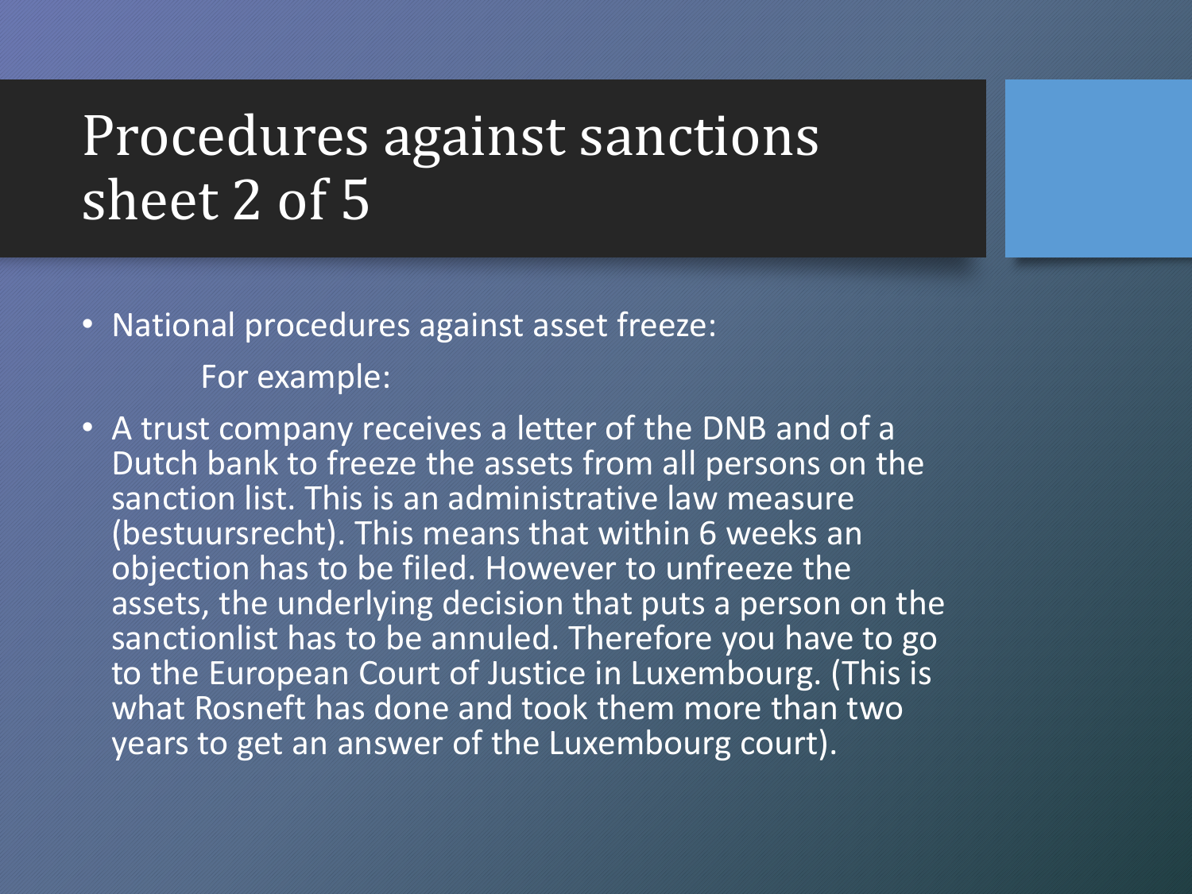# Procedures against sanctions sheet 2 of 5

- National procedures against asset freeze:

  For example:

- A trust company receives a letter of the DNB and of a Dutch bank to freeze the assets from all persons on the sanction list. This is an administrative law measure (bestuursrecht). This means that within 6 weeks an objection has to be filed. However to unfreeze the assets, the underlying decision that puts a person on the sanctionlist has to be annuled. Therefore you have to go to the European Court of Justice in Luxembourg. (This is what Rosneft has done and took them more than two years to get an answer of the Luxembourg court).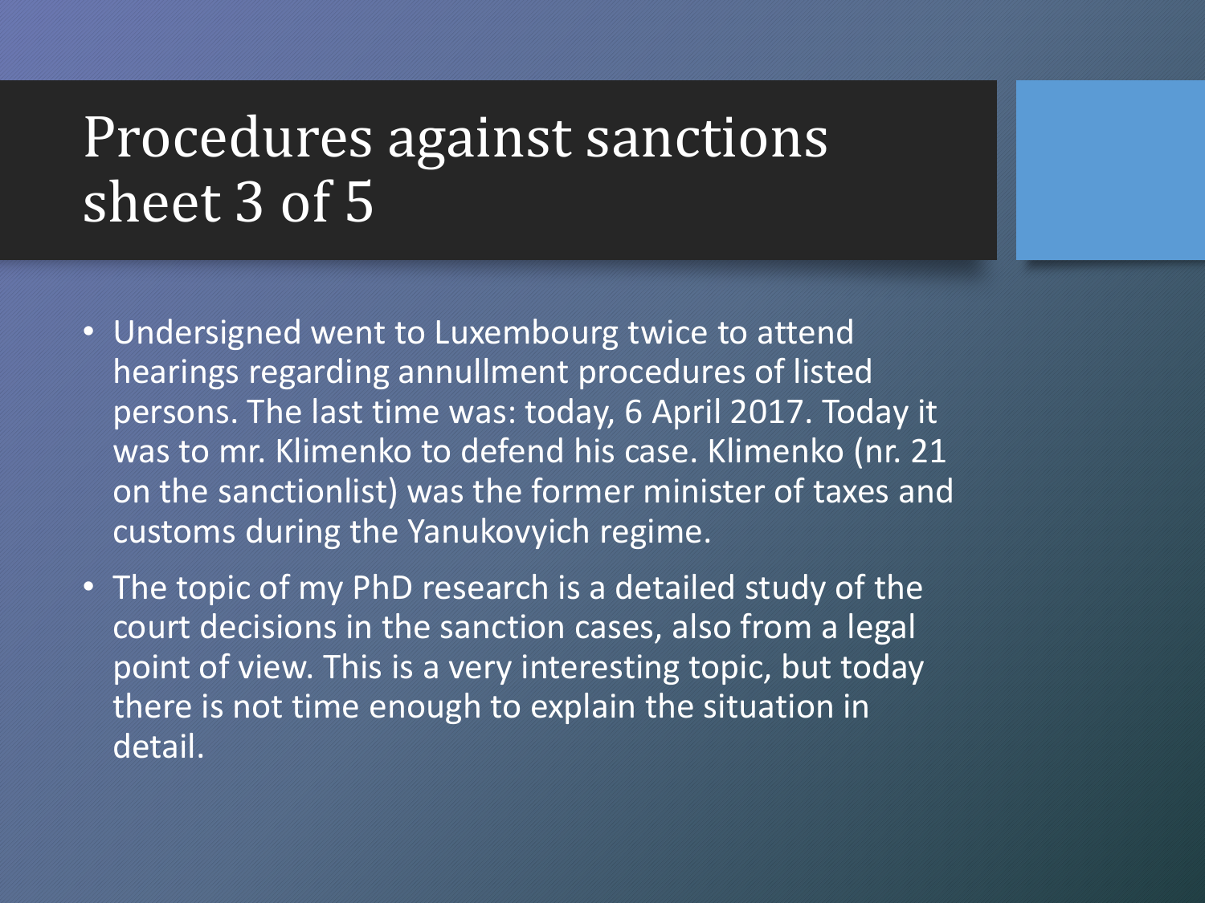# Procedures against sanctions sheet 3 of 5

- Undersigned went to Luxembourg twice to attend hearings regarding annullment procedures of listed persons. The last time was: today, 6 April 2017. Today it was to mr. Klimenko to defend his case. Klimenko (nr. 21 on the sanctionlist) was the former minister of taxes and customs during the Yanukovyich regime.
- The topic of my PhD research is a detailed study of the court decisions in the sanction cases, also from a legal point of view. This is a very interesting topic, but today there is not time enough to explain the situation in detail.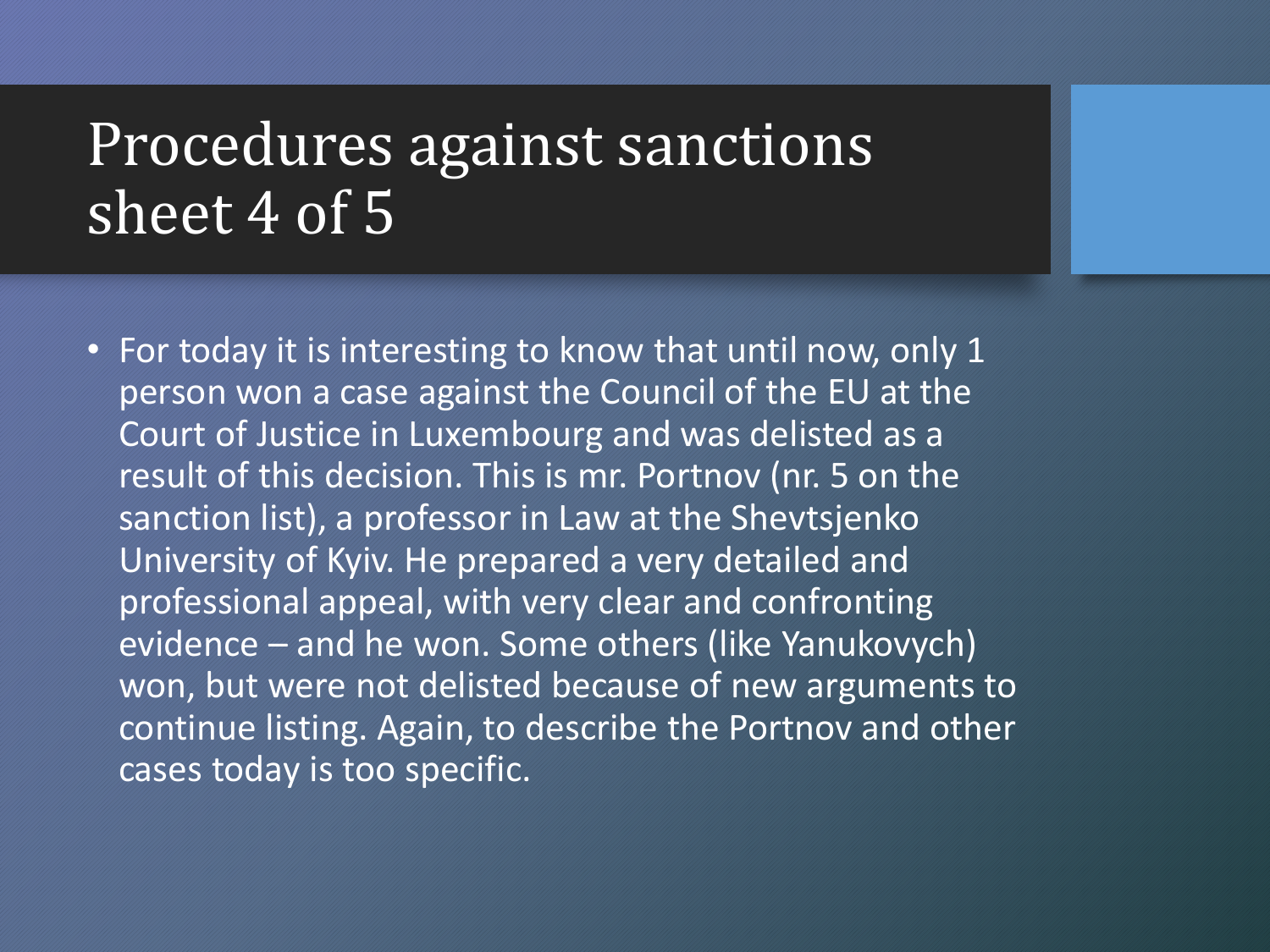# Procedures against sanctions sheet 4 of 5

- For today it is interesting to know that until now, only 1 person won a case against the Council of the EU at the Court of Justice in Luxembourg and was delisted as a result of this decision. This is mr. Portnov (nr. 5 on the sanction list), a professor in Law at the Shevtsjenko University of Kyiv. He prepared a very detailed and professional appeal, with very clear and confronting evidence – and he won. Some others (like Yanukovych) won, but were not delisted because of new arguments to continue listing. Again, to describe the Portnov and other cases today is too specific.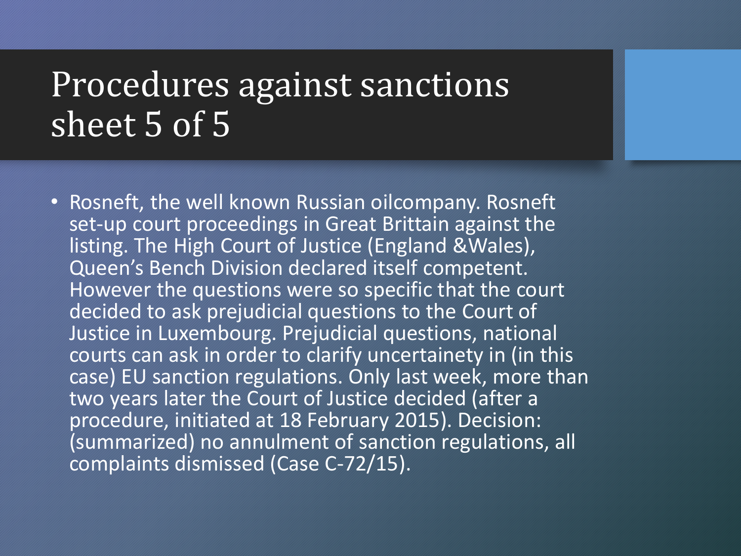# Procedures against sanctions sheet 5 of 5

- Rosneft, the well known Russian oilcompany. Rosneft set-up court proceedings in Great Brittain against the listing. The High Court of Justice (England &Wales), Queen's Bench Division declared itself competent. However the questions were so specific that the court decided to ask prejudicial questions to the Court of Justice in Luxembourg. Prejudicial questions, national courts can ask in order to clarify uncertainety in (in this case) EU sanction regulations. Only last week, more than two years later the Court of Justice decided (after a procedure, initiated at 18 February 2015). Decision: (summarized) no annulment of sanction regulations, all complaints dismissed (Case C-72/15).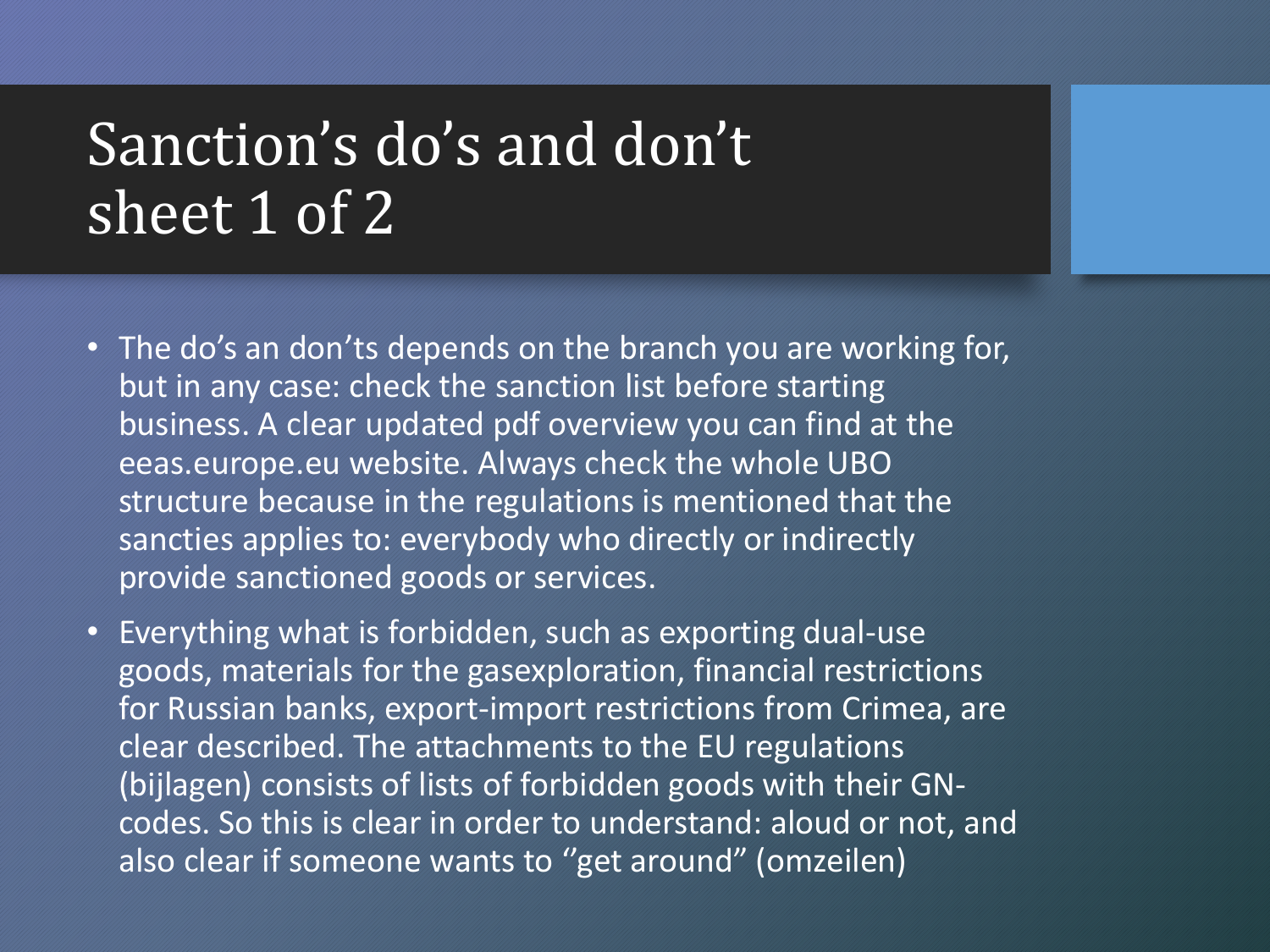# Sanction's do's and don't sheet 1 of 2

- The do's an don'ts depends on the branch you are working for, but in any case: check the sanction list before starting business. A clear updated pdf overview you can find at the eeas.europe.eu website. Always check the whole UBO structure because in the regulations is mentioned that the sancties applies to: everybody who directly or indirectly provide sanctioned goods or services.
- Everything what is forbidden, such as exporting dual-use goods, materials for the gasexploration, financial restrictions for Russian banks, export-import restrictions from Crimea, are clear described. The attachments to the EU regulations (bijlagen) consists of lists of forbidden goods with their GN-codes. So this is clear in order to understand: aloud or not, and also clear if someone wants to ''get around" (omzeilen)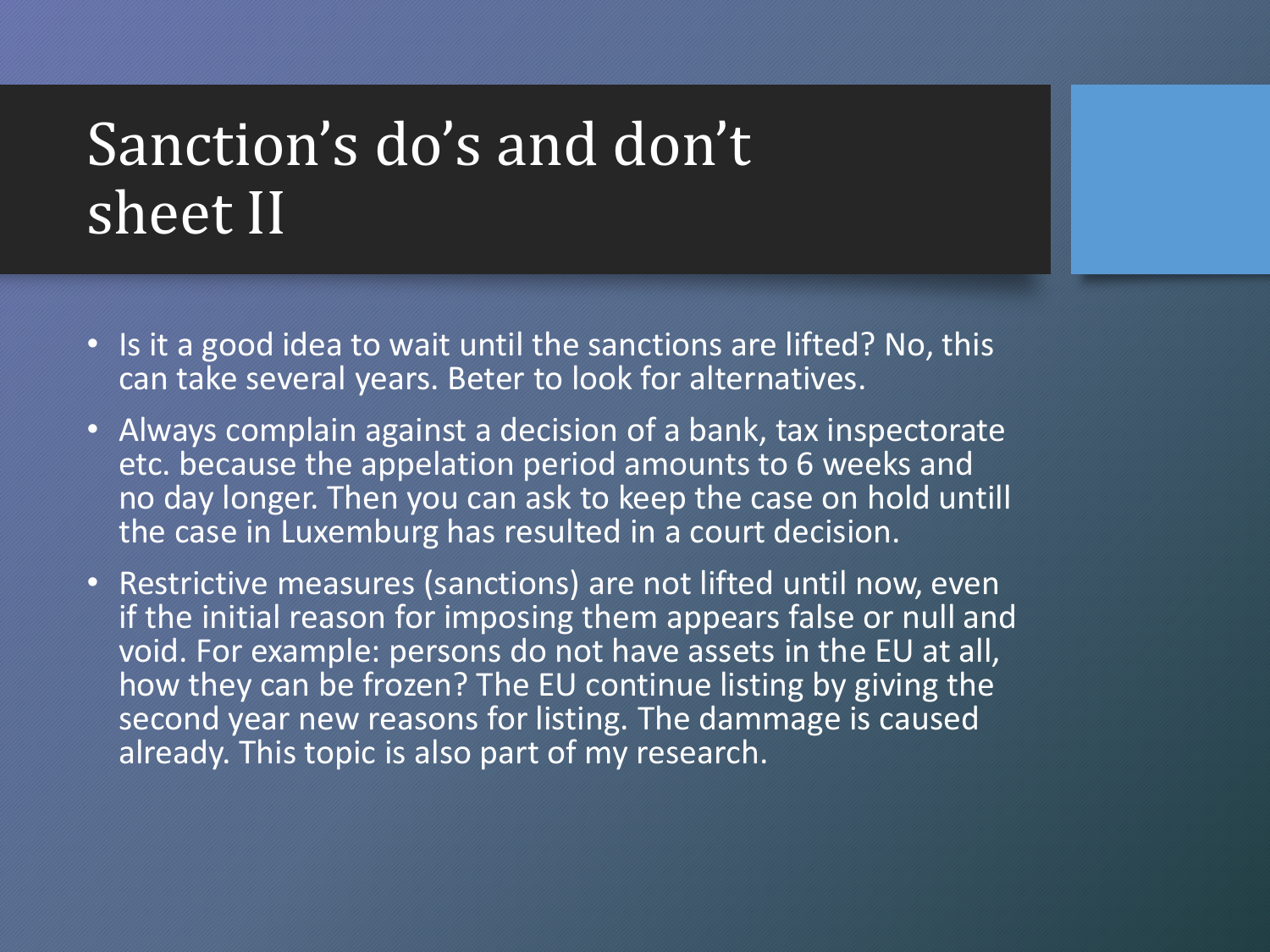# Sanction's do's and don't sheet II

- Is it a good idea to wait until the sanctions are lifted? No, this can take several years. Beter to look for alternatives.
- Always complain against a decision of a bank, tax inspectorate etc. because the appelation period amounts to 6 weeks and no day longer. Then you can ask to keep the case on hold untill the case in Luxemburg has resulted in a court decision.
- Restrictive measures (sanctions) are not lifted until now, even if the initial reason for imposing them appears false or null and void. For example: persons do not have assets in the EU at all, how they can be frozen? The EU continue listing by giving the second year new reasons for listing. The dammage is caused already. This topic is also part of my research.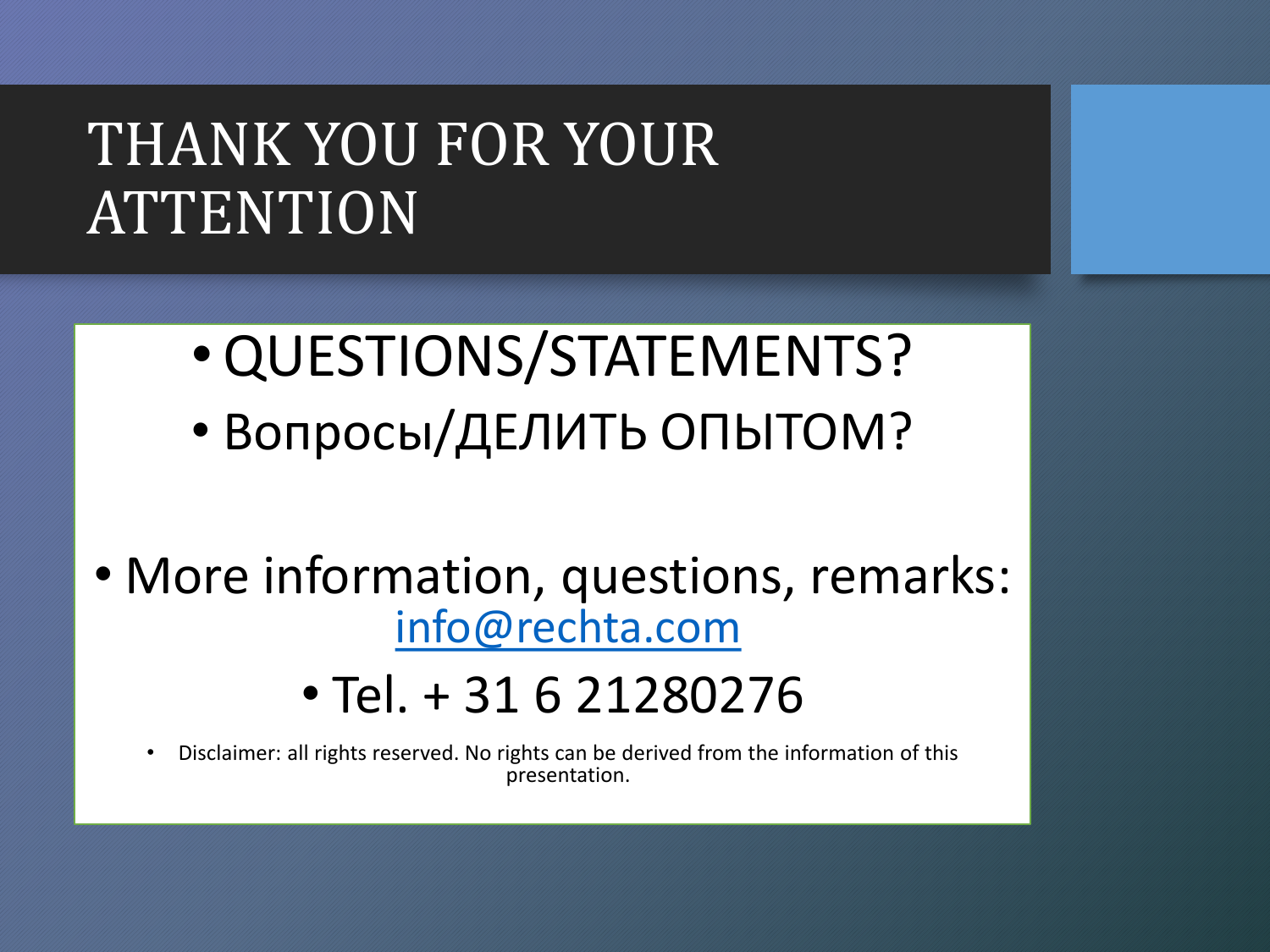# THANK YOU FOR YOUR ATTENTION

- QUESTIONS/STATEMENTS?
- Вопросы/ДЕЛИТЬ ОПЫТОМ?

- More information, questions, remarks: info@rechta.com
- Tel. + 31 6 21280276

- Disclaimer: all rights reserved. No rights can be derived from the information of this presentation.